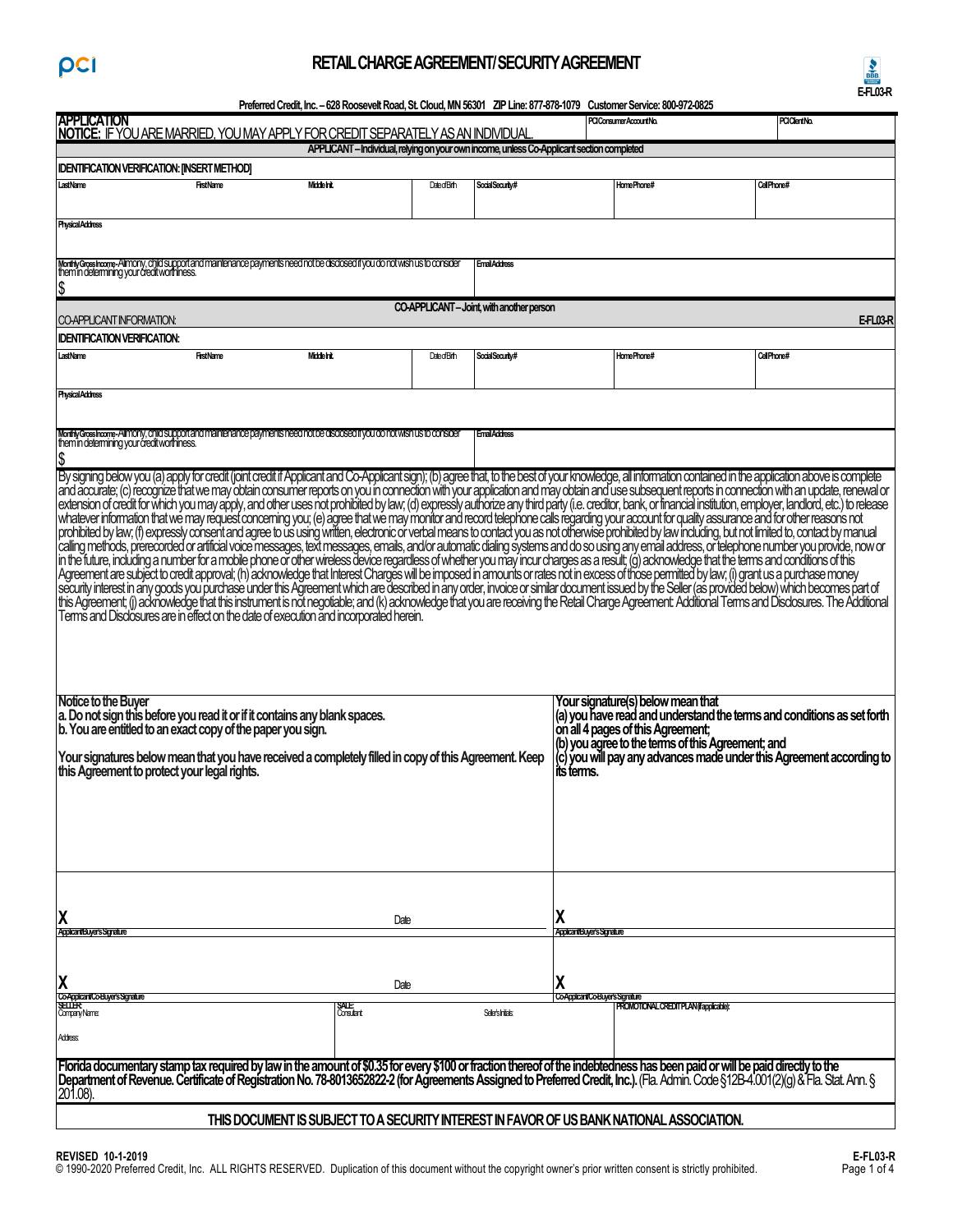pci

# RETAIL CHARGE AGREEMENT/SECURITY AGREEMENT

E-FL03-R

Preferred Credit, Inc. – 628 Roosevelt Road, St. Cloud, MN 56301 ZIP Line: 877-878-1079 Customer Service: 800-972-0825

| **APPLICATION** **NOTICE:** IF YOU ARE MARRIED, YOU MAY APPLY FOR CREDIT SEPARATELY AS AN INDIVIDUAL. | PCI Consumer Account No. | PCI Client No. |
|---|---|---|

**APPLICANT – Individual, relying on your own income, unless Co-Applicant section completed**

**IDENTIFICATION VERIFICATION: [INSERT METHOD]**

| Last Name | First Name | Middle Init. | Date of Birth | Social Security # | Home Phone # | Cell Phone # |
|---|---|---|---|---|---|---|
| | | | | | | |

| Physical Address |
|---|
| |

| Monthly Gross Income - Alimony, child support and maintenance payments need not be disclosed if you do not wish us to consider them in determining your credit worthiness. $ | Email Address |
|---|---|

**CO-APPLICANT – Joint, with another person**

CO-APPLICANT INFORMATION: E-FL03-R

**IDENTIFICATION VERIFICATION:**

| Last Name | First Name | Middle Init. | Date of Birth | Social Security # | Home Phone # | Cell Phone # |
|---|---|---|---|---|---|---|
| | | | | | | |

| Physical Address |
|---|
| |

| Monthly Gross Income - Alimony, child support and maintenance payments need not be disclosed if you do not wish us to consider them in determining your credit worthiness. $ | Email Address |
|---|---|

By signing below you (a) apply for credit (joint credit if Applicant and Co-Applicant sign); (b) agree that, to the best of your knowledge, all information contained in the application above is complete and accurate; (c) recognize that we may obtain consumer reports on you in connection with your application and may obtain and use subsequent reports in connection with an update, renewal or extension of credit for which you may apply, and other uses not prohibited by law; (d) expressly authorize any third party (i.e. creditor, bank, or financial institution, employer, landlord, etc.) to release whatever information that we may request concerning you; (e) agree that we may monitor and record telephone calls regarding your account for quality assurance and for other reasons not prohibited by law; (f) expressly consent and agree to us using written, electronic or verbal means to contact you as not otherwise prohibited by law including, but not limited to, contact by manual calling methods, prerecorded or artificial voice messages, text messages, emails, and/or automatic dialing systems and do so using any email address, or telephone number you provide, now or in the future, including a number for a mobile phone or other wireless device regardless of whether you may incur charges as a result; (g) acknowledge that the terms and conditions of this Agreement are subject to credit approval; (h) acknowledge that Interest Charges will be imposed in amounts or rates not in excess of those permitted by law; (i) grant us a purchase money security interest in any goods you purchase under this Agreement which are described in any order, invoice or similar document issued by the Seller (as provided below) which becomes part of this Agreement; (j) acknowledge that this instrument is not negotiable; and (k) acknowledge that you are receiving the Retail Charge Agreement: Additional Terms and Disclosures. The Additional Terms and Disclosures are in effect on the date of execution and incorporated herein.

**Notice to the Buyer**
**a. Do not sign this before you read it or if it contains any blank spaces.**
**b. You are entitled to an exact copy of the paper you sign.**

**Your signatures below mean that you have received a completely filled in copy of this Agreement. Keep this Agreement to protect your legal rights.**

**Your signature(s) below mean that**
**(a) you have read and understand the terms and conditions as set forth on all 4 pages of this Agreement;**
**(b) you agree to the terms of this Agreement; and**
**(c) you will pay any advances made under this Agreement according to its terms.**

X ______________________ Date ______
Applicant/Buyer's Signature

X ______________________
Applicant/Buyer's Signature

X ______________________ Date ______
Co-Applicant/Co-Buyer's Signature

X ______________________
Co-Applicant/Co-Buyer's Signature

| SELLER: Company Name: Address: | SALE: Consultant: | Seller's Initials: | PROMOTIONAL CREDIT PLAN (if applicable): |
|---|---|---|---|

**Florida documentary stamp tax required by law in the amount of $0.35 for every $100 or fraction thereof of the indebtedness has been paid or will be paid directly to the Department of Revenue. Certificate of Registration No. 78-8013652822-2 (for Agreements Assigned to Preferred Credit, Inc.).** (Fla. Admin. Code §12B-4.001(2)(g) & Fla. Stat. Ann. § 201.08).

**THIS DOCUMENT IS SUBJECT TO A SECURITY INTEREST IN FAVOR OF US BANK NATIONAL ASSOCIATION.**

REVISED 10-1-2019

© 1990-2020 Preferred Credit, Inc. ALL RIGHTS RESERVED. Duplication of this document without the copyright owner's prior written consent is strictly prohibited.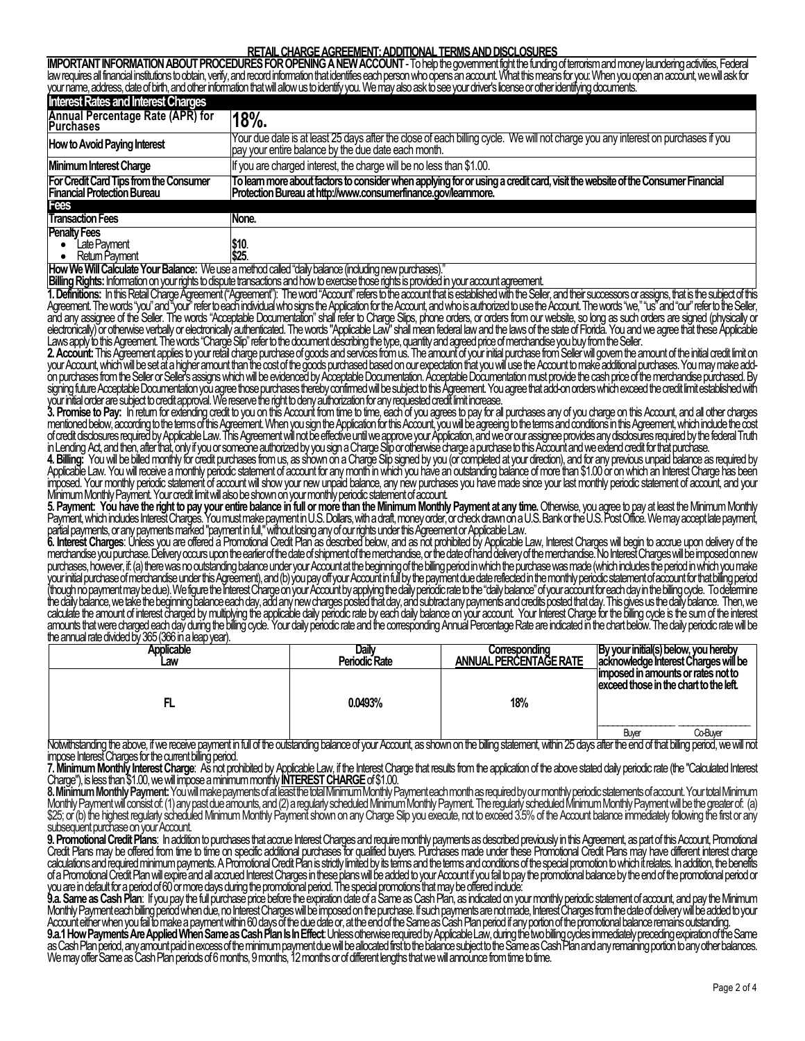## RETAIL CHARGE AGREEMENT: ADDITIONAL TERMS AND DISCLOSURES

**IMPORTANT INFORMATION ABOUT PROCEDURES FOR OPENING A NEW ACCOUNT** - To help the government fight the funding of terrorism and money laundering activities, Federal law requires all financial institutions to obtain, verify, and record information that identifies each person who opens an account. What this means for you: When you open an account, we will ask for your name, address, date of birth, and other information that will allow us to identify you. We may also ask to see your driver's license or other identifying documents.

| **Interest Rates and Interest Charges** | |
|---|---|
| **Annual Percentage Rate (APR) for Purchases** | **18%.** |
| **How to Avoid Paying Interest** | Your due date is at least 25 days after the close of each billing cycle. We will not charge you any interest on purchases if you pay your entire balance by the due date each month. |
| **Minimum Interest Charge** | If you are charged interest, the charge will be no less than $1.00. |
| **For Credit Card Tips from the Consumer Financial Protection Bureau** | **To learn more about factors to consider when applying for or using a credit card, visit the website of the Consumer Financial Protection Bureau at http://www.consumerfinance.gov/learnmore.** |
| **Fees** | |
| **Transaction Fees** | None. |
| **Penalty Fees**<br>• Late Payment<br>• Return Payment | <br>$10.<br>$25. |

**How We Will Calculate Your Balance:** We use a method called "daily balance (including new purchases)."

**Billing Rights:** Information on your rights to dispute transactions and how to exercise those rights is provided in your account agreement.

**1. Definitions:** In this Retail Charge Agreement ("Agreement"): The word "Account" refers to the account that is established with the Seller, and their successors or assigns, that is the subject of this Agreement. The words "you" and "your" refer to each individual who signs the Application for the Account, and who is authorized to use the Account. The words "we," "us" and "our" refer to the Seller, and any assignee of the Seller. The words "Acceptable Documentation" shall refer to Charge Slips, phone orders, or orders from our website, so long as such orders are signed (physically or electronically) or otherwise verbally or electronically authenticated. The words "Applicable Law" shall mean federal law and the laws of the state of Florida. You and we agree that these Applicable Laws apply to this Agreement. The words "Charge Slip" refer to the document describing the type, quantity and agreed price of merchandise you buy from the Seller.

**2. Account:** This Agreement applies to your retail charge purchase of goods and services from us. The amount of your initial purchase from Seller will govern the amount of the initial credit limit on your Account, which will be set at a higher amount than the cost of the goods purchased based on our expectation that you will use the Account to make additional purchases. You may make add-on purchases from the Seller or Seller's assigns which will be evidenced by Acceptable Documentation. Acceptable Documentation must provide the cash price of the merchandise purchased. By signing future Acceptable Documentation you agree those purchases thereby confirmed will be subject to this Agreement. You agree that add-on orders which exceed the credit limit established with your initial order are subject to credit approval. We reserve the right to deny authorization for any requested credit limit increase.

**3. Promise to Pay:** In return for extending credit to you on this Account from time to time, each of you agrees to pay for all purchases any of you charge on this Account, and all other charges mentioned below, according to the terms of this Agreement. When you sign the Application for this Account, you will be agreeing to the terms and conditions in this Agreement, which include the cost of credit disclosures required by Applicable Law. This Agreement will not be effective until we approve your Application, and we or our assignee provides any disclosures required by the federal Truth in Lending Act, and then, after that, only if you or someone authorized by you sign a Charge Slip or otherwise charge a purchase to this Account and we extend credit for that purchase.

**4. Billing:** You will be billed monthly for credit purchases from us, as shown on a Charge Slip signed by you (or completed at your direction), and for any previous unpaid balance as required by Applicable Law. You will receive a monthly periodic statement of account for any month in which you have an outstanding balance of more than $1.00 or on which an Interest Charge has been imposed. Your monthly periodic statement of account will show your new unpaid balance, any new purchases you have made since your last monthly periodic statement of account, and your Minimum Monthly Payment. Your credit limit will also be shown on your monthly periodic statement of account.

**5. Payment: You have the right to pay your entire balance in full or more than the Minimum Monthly Payment at any time.** Otherwise, you agree to pay at least the Minimum Monthly Payment, which includes Interest Charges. You must make payment in U.S. Dollars, with a draft, money order, or check drawn on a U.S. Bank or the U.S. Post Office. We may accept late payment, partial payments, or any payments marked "payment in full," without losing any of our rights under this Agreement or Applicable Law.

**6. Interest Charges**: Unless you are offered a Promotional Credit Plan as described below, and as not prohibited by Applicable Law, Interest Charges will begin to accrue upon delivery of the merchandise you purchase. Delivery occurs upon the earlier of the date of shipment of the merchandise, or the date of hand delivery of the merchandise. No Interest Charges will be imposed on new purchases, however, if: (a) there was no outstanding balance under your Account at the beginning of the billing period in which the purchase was made (which includes the period in which you make your initial purchase of merchandise under this Agreement), and (b) you pay off your Account in full by the payment due date reflected in the monthly periodic statement of account for that billing period (though no payment may be due). We figure the Interest Charge on your Account by applying the daily periodic rate to the "daily balance" of your account for each day in the billing cycle. To determine the daily balance, we take the beginning balance each day, add any new charges posted that day, and subtract any payments and credits posted that day. This gives us the daily balance. Then, we calculate the amount of interest charged by multiplying the applicable daily periodic rate by each daily balance on your account. Your Interest Charge for the billing cycle is the sum of the interest amounts that were charged each day during the billing cycle. Your daily periodic rate and the corresponding Annual Percentage Rate are indicated in the chart below. The daily periodic rate will be the annual rate divided by 365 (366 in a leap year).

| Applicable Law | Daily Periodic Rate | Corresponding ANNUAL PERCENTAGE RATE | By your initial(s) below, you hereby acknowledge Interest Charges will be imposed in amounts or rates not to exceed those in the chart to the left. |
|---|---|---|---|
| FL | 0.0493% | 18% | ______ Buyer ______ Co-Buyer |

Notwithstanding the above, if we receive payment in full of the outstanding balance of your Account, as shown on the billing statement, within 25 days after the end of that billing period, we will not impose Interest Charges for the current billing period.

**7. Minimum Monthly Interest Charge**: As not prohibited by Applicable Law, if the Interest Charge that results from the application of the above stated daily periodic rate (the "Calculated Interest Charge"), is less than $1.00, we will impose a minimum monthly **INTEREST CHARGE** of $1.00.

**8. Minimum Monthly Payment:** You will make payments of at least the total Minimum Monthly Payment each month as required by our monthly periodic statements of account. Your total Minimum Monthly Payment will consist of: (1) any past due amounts, and (2) a regularly scheduled Minimum Monthly Payment. The regularly scheduled Minimum Monthly Payment will be the greater of: (a) $25; or (b) the highest regularly scheduled Minimum Monthly Payment shown on any Charge Slip you execute, not to exceed 3.5% of the Account balance immediately following the first or any subsequent purchase on your Account.

**9. Promotional Credit Plans**: In addition to purchases that accrue Interest Charges and require monthly payments as described previously in this Agreement, as part of this Account, Promotional Credit Plans may be offered from time to time on specific additional purchases for qualified buyers. Purchases made under these Promotional Credit Plans may have different interest charge calculations and required minimum payments. A Promotional Credit Plan is strictly limited by its terms and the terms and conditions of the special promotion to which it relates. In addition, the benefits of a Promotional Credit Plan will expire and all accrued Interest Charges in these plans will be added to your Account if you fail to pay the promotional balance by the end of the promotional period or you are in default for a period of 60 or more days during the promotional period. The special promotions that may be offered include:

**9.a. Same as Cash Plan**: If you pay the full purchase price before the expiration date of a Same as Cash Plan, as indicated on your monthly periodic statement of account, and pay the Minimum Monthly Payment each billing period when due, no Interest Charges will be imposed on the purchase. If such payments are not made, Interest Charges from the date of delivery will be added to your Account either when you fail to make a payment within 60 days of the due date or, at the end of the Same as Cash Plan period if any portion of the promotional balance remains outstanding.

**9.a.1 How Payments Are Applied When Same as Cash Plan Is In Effect**: Unless otherwise required by Applicable Law, during the two billing cycles immediately preceding expiration of the Same as Cash Plan period, any amount paid in excess of the minimum payment due will be allocated first to the balance subject to the Same as Cash Plan and any remaining portion to any other balances. We may offer Same as Cash Plan periods of 6 months, 9 months, 12 months or of different lengths that we will announce from time to time.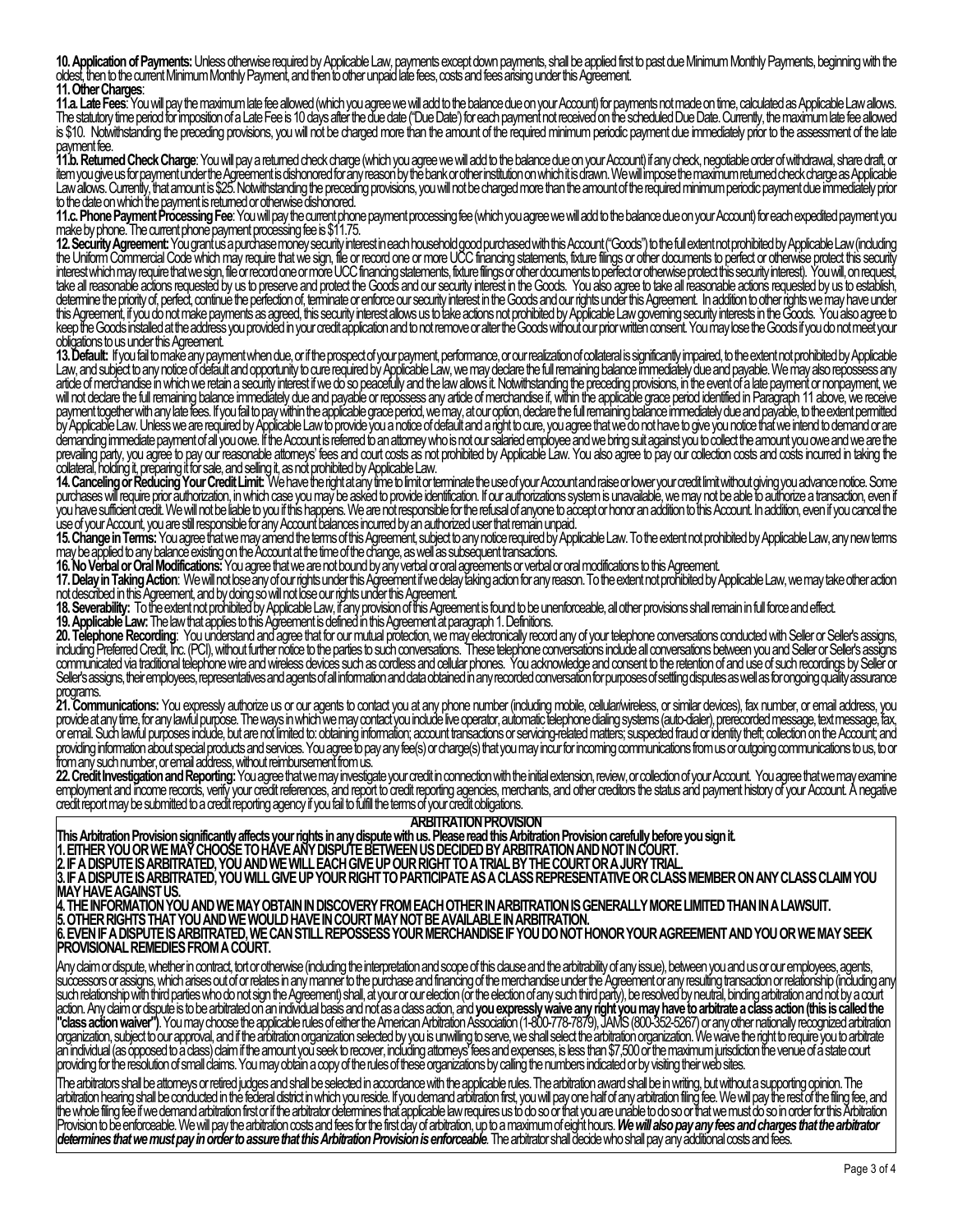**10. Application of Payments:** Unless otherwise required by Applicable Law, payments except down payments, shall be applied first to past due Minimum Monthly Payments, beginning with the oldest, then to the current Minimum Monthly Payment, and then to other unpaid late fees, costs and fees arising under this Agreement.

**11. Other Charges**:

**11.a. Late Fees**: You will pay the maximum late fee allowed (which you agree we will add to the balance due on your Account) for payments not made on time, calculated as Applicable Law allows. The statutory time period for imposition of a Late Fee is 10 days after the due date ("Due Date") for each payment not received on the scheduled Due Date. Currently, the maximum late fee allowed is $10. Notwithstanding the preceding provisions, you will not be charged more than the amount of the required minimum periodic payment due immediately prior to the assessment of the late payment fee.

**11.b. Returned Check Charge**: You will pay a returned check charge (which you agree we will add to the balance due on your Account) if any check, negotiable order of withdrawal, share draft, or item you give us for payment under the Agreement is dishonored for any reason by the bank or other institution on which it is drawn. We will impose the maximum returned check charge as Applicable Law allows. Currently, that amount is $25. Notwithstanding the preceding provisions, you will not be charged more than the amount of the required minimum periodic payment due immediately prior to the date on which the payment is returned or otherwise dishonored.

**11.c. Phone Payment Processing Fee**: You will pay the current phone payment processing fee (which you agree we will add to the balance due on your Account) for each expedited payment you make by phone. The current phone payment processing fee is $11.75.

**12. Security Agreement:** You grant us a purchase money security interest in each household good purchased with this Account ("Goods") to the full extent not prohibited by Applicable Law (including the Uniform Commercial Code which may require that we sign, file or record one or more UCC financing statements, fixture filings or other documents to perfect or otherwise protect this security interest which may require that we sign, file or record one or more UCC financing statements, fixture filings or other documents to perfect or otherwise protect this security interest). You will, on request, take all reasonable actions requested by us to preserve and protect the Goods and our security interest in the Goods. You also agree to take all reasonable actions requested by us to establish, determine the priority of, perfect, continue the perfection of, terminate or enforce our security interest in the Goods and our rights under this Agreement. In addition to other rights we may have under this Agreement, if you do not make payments as agreed, this security interest allows us to take actions not prohibited by Applicable Law governing security interests in the Goods. You also agree to keep the Goods installed at the address you provided in your credit application and to not remove or alter the Goods without our prior written consent. You may lose the Goods if you do not meet your obligations to us under this Agreement.

**13. Default:** If you fail to make any payment when due, or if the prospect of your payment, performance, or our realization of collateral is significantly impaired, to the extent not prohibited by Applicable Law, and subject to any notice of default and opportunity to cure required by Applicable Law, we may declare the full remaining balance immediately due and payable. We may also repossess any article of merchandise in which we retain a security interest if we do so peacefully and the law allows it. Notwithstanding the preceding provisions, in the event of a late payment or nonpayment, we will not declare the full remaining balance immediately due and payable or repossess any article of merchandise if, within the applicable grace period identified in Paragraph 11 above, we receive payment together with any late fees. If you fail to pay within the applicable grace period, we may, at our option, declare the full remaining balance immediately due and payable, to the extent permitted by Applicable Law. Unless we are required by Applicable Law to provide you a notice of default and a right to cure, you agree that we do not have to give you notice that we intend to demand or are demanding immediate payment of all you owe. If the Account is referred to an attorney who is not our salaried employee and we bring suit against you to collect the amount you owe and we are the prevailing party, you agree to pay our reasonable attorneys' fees and court costs as not prohibited by Applicable Law. You also agree to pay our collection costs and costs incurred in taking the collateral, holding it, preparing it for sale, and selling it, as not prohibited by Applicable Law.

**14. Canceling or Reducing Your Credit Limit:** We have the right at any time to limit or terminate the use of your Account and raise or lower your credit limit without giving you advance notice. Some purchases will require prior authorization, in which case you may be asked to provide identification. If our authorizations system is unavailable, we may not be able to authorize a transaction, even if you have sufficient credit. We will not be liable to you if this happens. We are not responsible for the refusal of anyone to accept or honor an addition to this Account. In addition, even if you cancel the use of your Account, you are still responsible for any Account balances incurred by an authorized user that remain unpaid.

**15. Change in Terms:** You agree that we may amend the terms of this Agreement, subject to any notice required by Applicable Law. To the extent not prohibited by Applicable Law, any new terms may be applied to any balance existing on the Account at the time of the change, as well as subsequent transactions.

**16. No Verbal or Oral Modifications:** You agree that we are not bound by any verbal or oral agreements or verbal or oral modifications to this Agreement.

**17. Delay in Taking Action**: We will not lose any of our rights under this Agreement if we delay taking action for any reason. To the extent not prohibited by Applicable Law, we may take other action not described in this Agreement, and by doing so will not lose our rights under this Agreement.

**18. Severability:** To the extent not prohibited by Applicable Law, if any provision of this Agreement is found to be unenforceable, all other provisions shall remain in full force and effect.

**19. Applicable Law:** The law that applies to this Agreement is defined in this Agreement at paragraph 1. Definitions.

**20. Telephone Recording**: You understand and agree that for our mutual protection, we may electronically record any of your telephone conversations conducted with Seller or Seller's assigns, including Preferred Credit, Inc. (PCI), without further notice to the parties to such conversations. These telephone conversations include all conversations between you and Seller or Seller's assigns communicated via traditional telephone wire and wireless devices such as cordless and cellular phones. You acknowledge and consent to the retention of and use of such recordings by Seller or Seller's assigns, their employees, representatives and agents of all information and data obtained in any recorded conversation for purposes of settling disputes as well as for ongoing quality assurance programs.

**21. Communications:** You expressly authorize us or our agents to contact you at any phone number (including mobile, cellular/wireless, or similar devices), fax number, or email address, you provide at any time, for any lawful purpose. The ways in which we may contact you include live operator, automatic telephone dialing systems (auto-dialer), prerecorded message, text message, fax, or email. Such lawful purposes include, but are not limited to: obtaining information; account transactions or servicing-related matters; suspected fraud or identity theft; collection on the Account; and providing information about special products and services. You agree to pay any fee(s) or charge(s) that you may incur for incoming communications from us or outgoing communications to us, to or from any such number, or email address, without reimbursement from us.

**22. Credit Investigation and Reporting:** You agree that we may investigate your credit in connection with the initial extension, review, or collection of your Account. You agree that we may examine employment and income records, verify your credit references, and report to credit reporting agencies, merchants, and other creditors the status and payment history of your Account. A negative credit report may be submitted to a credit reporting agency if you fail to fulfill the terms of your credit obligations.

## ARBITRATION PROVISION

**This Arbitration Provision significantly affects your rights in any dispute with us. Please read this Arbitration Provision carefully before you sign it.**

**1. EITHER YOU OR WE MAY CHOOSE TO HAVE ANY DISPUTE BETWEEN US DECIDED BY ARBITRATION AND NOT IN COURT.**

**2. IF A DISPUTE IS ARBITRATED, YOU AND WE WILL EACH GIVE UP OUR RIGHT TO A TRIAL BY THE COURT OR A JURY TRIAL.**

**3. IF A DISPUTE IS ARBITRATED, YOU WILL GIVE UP YOUR RIGHT TO PARTICIPATE AS A CLASS REPRESENTATIVE OR CLASS MEMBER ON ANY CLASS CLAIM YOU MAY HAVE AGAINST US.**

**4. THE INFORMATION YOU AND WE MAY OBTAIN IN DISCOVERY FROM EACH OTHER IN ARBITRATION IS GENERALLY MORE LIMITED THAN IN A LAWSUIT.**

**5. OTHER RIGHTS THAT YOU AND WE WOULD HAVE IN COURT MAY NOT BE AVAILABLE IN ARBITRATION.**

**6. EVEN IF A DISPUTE IS ARBITRATED, WE CAN STILL REPOSSESS YOUR MERCHANDISE IF YOU DO NOT HONOR YOUR AGREEMENT AND YOU OR WE MAY SEEK PROVISIONAL REMEDIES FROM A COURT.**

Any claim or dispute, whether in contract, tort or otherwise (including the interpretation and scope of this clause and the arbitrability of any issue), between you and us or our employees, agents, successors or assigns, which arises out of or relates in any manner to the purchase and financing of the merchandise under the Agreement or any resulting transaction or relationship (including any such relationship with third parties who do not sign the Agreement) shall, at your or our election (or the election of any such third party), be resolved by neutral, binding arbitration and not by a court action. Any claim or dispute is to be arbitrated on an individual basis and not as a class action, and **you expressly waive any right you may have to arbitrate a class action (this is called the "class action waiver")**. You may choose the applicable rules of either the American Arbitration Association (1-800-778-7879), JAMS (800-352-5267) or any other nationally recognized arbitration organization, subject to our approval, and if the arbitration organization selected by you is unwilling to serve, we shall select the arbitration organization. We waive the right to require you to arbitrate an individual (as opposed to a class) claim if the amount you seek to recover, including attorneys' fees and expenses, is less than $7,500 or the maximum jurisdiction the venue of a state court providing for the resolution of small claims. You may obtain a copy of the rules of these organizations by calling the numbers indicated or by visiting their web sites.

The arbitrators shall be attorneys or retired judges and shall be selected in accordance with the applicable rules. The arbitration award shall be in writing, but without a supporting opinion. The arbitration hearing shall be conducted in the federal district in which you reside. If you demand arbitration first, you will pay one half of any arbitration filing fee. We will pay the rest of the filing fee, and the whole filing fee if we demand arbitration first or if the arbitrator determines that applicable law requires us to do so or that you are unable to do so or that we must do so in order for this Arbitration Provision to be enforceable. We will pay the arbitration costs and fees for the first day of arbitration, up to a maximum of eight hours. ***We will also pay any fees and charges that the arbitrator determines that we must pay in order to assure that this Arbitration Provision is enforceable***. The arbitrator shall decide who shall pay any additional costs and fees.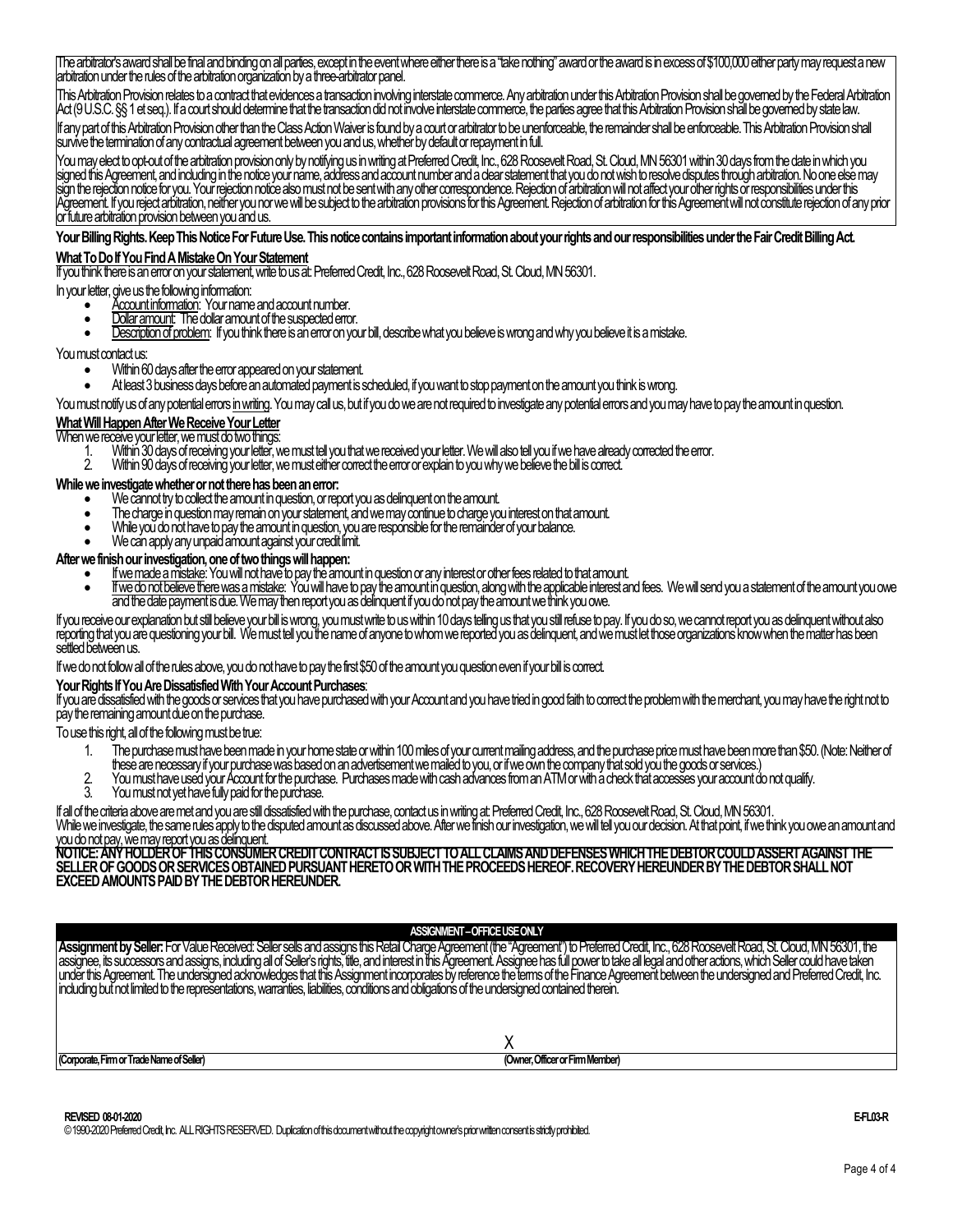The arbitrator's award shall be final and binding on all parties, except in the event where either there is a "take nothing" award or the award is in excess of $100,000 either party may request a new arbitration under the rules of the arbitration organization by a three-arbitrator panel.

This Arbitration Provision relates to a contract that evidences a transaction involving interstate commerce. Any arbitration under this Arbitration Provision shall be governed by the Federal Arbitration Act (9 U.S.C. §§ 1 et seq.). If a court should determine that the transaction did not involve interstate commerce, the parties agree that this Arbitration Provision shall be governed by state law.

If any part of this Arbitration Provision other than the Class Action Waiver is found by a court or arbitrator to be unenforceable, the remainder shall be enforceable. This Arbitration Provision shall survive the termination of any contractual agreement between you and us, whether by default or repayment in full.

You may elect to opt-out of the arbitration provision only by notifying us in writing at Preferred Credit, Inc., 628 Roosevelt Road, St. Cloud, MN 56301 within 30 days from the date in which you signed this Agreement, and including in the notice your name, address and account number and a clear statement that you do not wish to resolve disputes through arbitration. No one else may sign the rejection notice for you. Your rejection notice also must not be sent with any other correspondence. Rejection of arbitration will not affect your other rights or responsibilities under this Agreement. If you reject arbitration, neither you nor we will be subject to the arbitration provisions for this Agreement. Rejection of arbitration for this Agreement will not constitute rejection of any prior or future arbitration provision between you and us.

**Your Billing Rights. Keep This Notice For Future Use. This notice contains important information about your rights and our responsibilities under the Fair Credit Billing Act.**

**What To Do If You Find A Mistake On Your Statement**

If you think there is an error on your statement, write to us at: Preferred Credit, Inc., 628 Roosevelt Road, St. Cloud, MN 56301.

In your letter, give us the following information:

- Account information: Your name and account number.
- Dollar amount: The dollar amount of the suspected error.
- Description of problem: If you think there is an error on your bill, describe what you believe is wrong and why you believe it is a mistake.

You must contact us:

- Within 60 days after the error appeared on your statement.
- At least 3 business days before an automated payment is scheduled, if you want to stop payment on the amount you think is wrong.

You must notify us of any potential errors in writing. You may call us, but if you do we are not required to investigate any potential errors and you may have to pay the amount in question.

**What Will Happen After We Receive Your Letter**

When we receive your letter, we must do two things:

1. Within 30 days of receiving your letter, we must tell you that we received your letter. We will also tell you if we have already corrected the error.
2. Within 90 days of receiving your letter, we must either correct the error or explain to you why we believe the bill is correct.

**While we investigate whether or not there has been an error:**

- We cannot try to collect the amount in question, or report you as delinquent on the amount.
- The charge in question may remain on your statement, and we may continue to charge you interest on that amount.
- While you do not have to pay the amount in question, you are responsible for the remainder of your balance.
- We can apply any unpaid amount against your credit limit.

**After we finish our investigation, one of two things will happen:**

- If we made a mistake: You will not have to pay the amount in question or any interest or other fees related to that amount.
- If we do not believe there was a mistake: You will have to pay the amount in question, along with the applicable interest and fees. We will send you a statement of the amount you owe and the date payment is due. We may then report you as delinquent if you do not pay the amount we think you owe.

If you receive our explanation but still believe your bill is wrong, you must write to us within 10 days telling us that you still refuse to pay. If you do so, we cannot report you as delinquent without also reporting that you are questioning your bill. We must tell you the name of anyone to whom we reported you as delinquent, and we must let those organizations know when the matter has been settled between us.

If we do not follow all of the rules above, you do not have to pay the first $50 of the amount you question even if your bill is correct.

**Your Rights If You Are Dissatisfied With Your Account Purchases:**

If you are dissatisfied with the goods or services that you have purchased with your Account and you have tried in good faith to correct the problem with the merchant, you may have the right not to pay the remaining amount due on the purchase.

To use this right, all of the following must be true:

1. The purchase must have been made in your home state or within 100 miles of your current mailing address, and the purchase price must have been more than $50. (Note: Neither of these are necessary if your purchase was based on an advertisement we mailed to you, or if we own the company that sold you the goods or services.)
2. You must have used your Account for the purchase. Purchases made with cash advances from an ATM or with a check that accesses your account do not qualify.
3. You must not yet have fully paid for the purchase.

If all of the criteria above are met and you are still dissatisfied with the purchase, contact us in writing at: Preferred Credit, Inc., 628 Roosevelt Road, St. Cloud, MN 56301.
While we investigate, the same rules apply to the disputed amount as discussed above. After we finish our investigation, we will tell you our decision. At that point, if we think you owe an amount and you do not pay, we may report you as delinquent.

**NOTICE: ANY HOLDER OF THIS CONSUMER CREDIT CONTRACT IS SUBJECT TO ALL CLAIMS AND DEFENSES WHICH THE DEBTOR COULD ASSERT AGAINST THE SELLER OF GOODS OR SERVICES OBTAINED PURSUANT HERETO OR WITH THE PROCEEDS HEREOF. RECOVERY HEREUNDER BY THE DEBTOR SHALL NOT EXCEED AMOUNTS PAID BY THE DEBTOR HEREUNDER.**

**ASSIGNMENT – OFFICE USE ONLY**

**Assignment by Seller:** For Value Received: Seller sells and assigns this Retail Charge Agreement (the "Agreement") to Preferred Credit, Inc., 628 Roosevelt Road, St. Cloud, MN 56301, the assignee, its successors and assigns, including all of Seller's rights, title, and interest in this Agreement. Assignee has full power to take all legal and other actions, which Seller could have taken under this Agreement. The undersigned acknowledges that this Assignment incorporates by reference the terms of the Finance Agreement between the undersigned and Preferred Credit, Inc. including but not limited to the representations, warranties, liabilities, conditions and obligations of the undersigned contained therein.

| | |
|---|---|
| | X |
| **(Corporate, Firm or Trade Name of Seller)** | **(Owner, Officer or Firm Member)** |

**REVISED 08-01-2020** **E-FL03-R**

© 1990-2020 Preferred Credit, Inc. ALL RIGHTS RESERVED. Duplication of this document without the copyright owner's prior written consent is strictly prohibited.